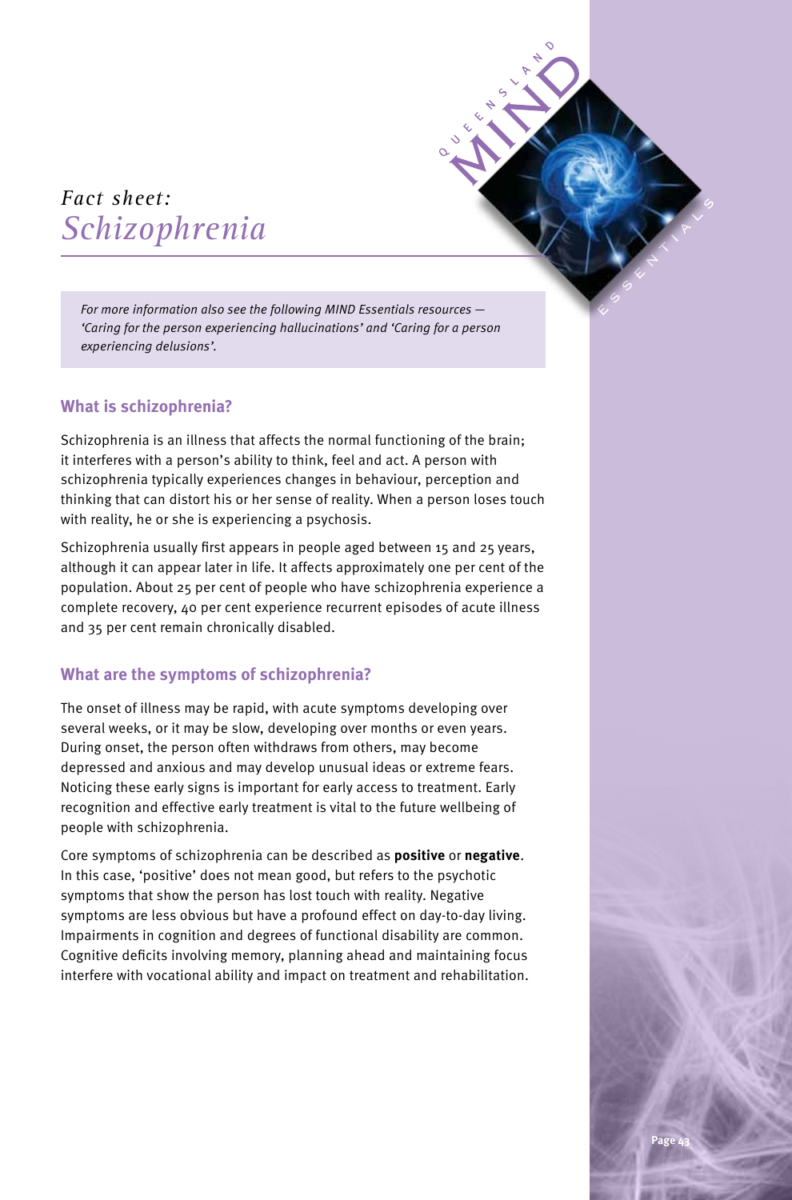# *Fact sheet:* *Schizophrenia*

*For more information also see the following MIND Essentials resources — 'Caring for the person experiencing hallucinations' and 'Caring for a person experiencing delusions'.*

## What is schizophrenia?

Schizophrenia is an illness that affects the normal functioning of the brain; it interferes with a person's ability to think, feel and act. A person with schizophrenia typically experiences changes in behaviour, perception and thinking that can distort his or her sense of reality. When a person loses touch with reality, he or she is experiencing a psychosis.

Schizophrenia usually first appears in people aged between 15 and 25 years, although it can appear later in life. It affects approximately one per cent of the population. About 25 per cent of people who have schizophrenia experience a complete recovery, 40 per cent experience recurrent episodes of acute illness and 35 per cent remain chronically disabled.

## What are the symptoms of schizophrenia?

The onset of illness may be rapid, with acute symptoms developing over several weeks, or it may be slow, developing over months or even years. During onset, the person often withdraws from others, may become depressed and anxious and may develop unusual ideas or extreme fears. Noticing these early signs is important for early access to treatment. Early recognition and effective early treatment is vital to the future wellbeing of people with schizophrenia.

Core symptoms of schizophrenia can be described as **positive** or **negative**. In this case, 'positive' does not mean good, but refers to the psychotic symptoms that show the person has lost touch with reality. Negative symptoms are less obvious but have a profound effect on day-to-day living. Impairments in cognition and degrees of functional disability are common. Cognitive deficits involving memory, planning ahead and maintaining focus interfere with vocational ability and impact on treatment and rehabilitation.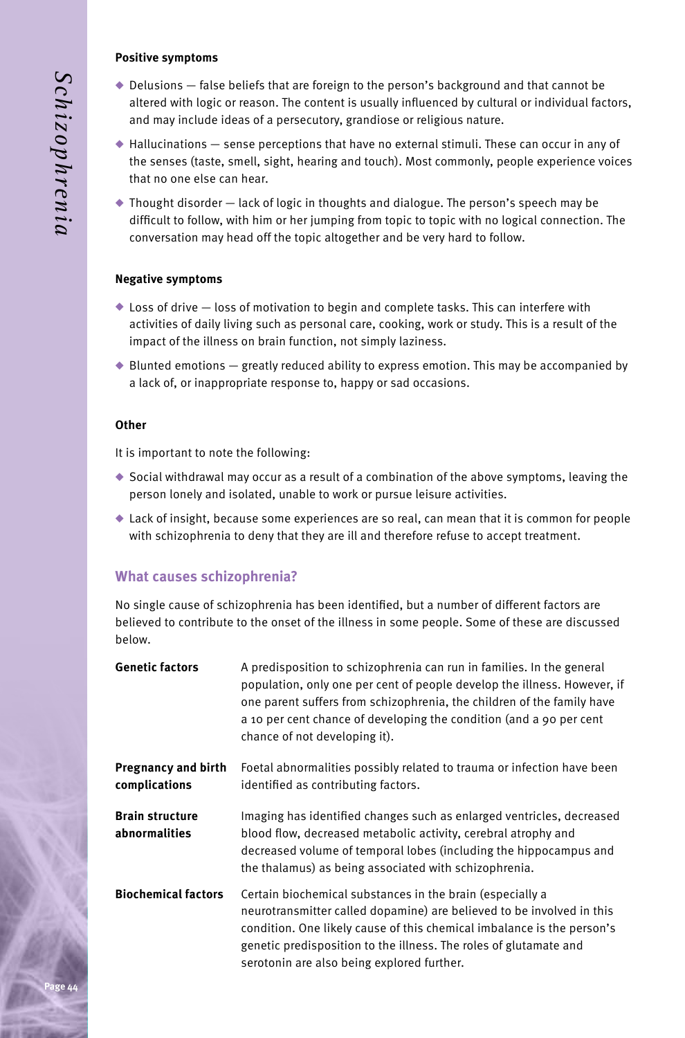#### Positive symptoms

- Delusions — false beliefs that are foreign to the person's background and that cannot be altered with logic or reason. The content is usually influenced by cultural or individual factors, and may include ideas of a persecutory, grandiose or religious nature.
- Hallucinations — sense perceptions that have no external stimuli. These can occur in any of the senses (taste, smell, sight, hearing and touch). Most commonly, people experience voices that no one else can hear.
- Thought disorder — lack of logic in thoughts and dialogue. The person's speech may be difficult to follow, with him or her jumping from topic to topic with no logical connection. The conversation may head off the topic altogether and be very hard to follow.

#### Negative symptoms

- Loss of drive — loss of motivation to begin and complete tasks. This can interfere with activities of daily living such as personal care, cooking, work or study. This is a result of the impact of the illness on brain function, not simply laziness.
- Blunted emotions — greatly reduced ability to express emotion. This may be accompanied by a lack of, or inappropriate response to, happy or sad occasions.

#### Other

It is important to note the following:

- Social withdrawal may occur as a result of a combination of the above symptoms, leaving the person lonely and isolated, unable to work or pursue leisure activities.
- Lack of insight, because some experiences are so real, can mean that it is common for people with schizophrenia to deny that they are ill and therefore refuse to accept treatment.

### What causes schizophrenia?

No single cause of schizophrenia has been identified, but a number of different factors are believed to contribute to the onset of the illness in some people. Some of these are discussed below.

| | |
|---|---|
| **Genetic factors** | A predisposition to schizophrenia can run in families. In the general population, only one per cent of people develop the illness. However, if one parent suffers from schizophrenia, the children of the family have a 10 per cent chance of developing the condition (and a 90 per cent chance of not developing it). |
| **Pregnancy and birth complications** | Foetal abnormalities possibly related to trauma or infection have been identified as contributing factors. |
| **Brain structure abnormalities** | Imaging has identified changes such as enlarged ventricles, decreased blood flow, decreased metabolic activity, cerebral atrophy and decreased volume of temporal lobes (including the hippocampus and the thalamus) as being associated with schizophrenia. |
| **Biochemical factors** | Certain biochemical substances in the brain (especially a neurotransmitter called dopamine) are believed to be involved in this condition. One likely cause of this chemical imbalance is the person's genetic predisposition to the illness. The roles of glutamate and serotonin are also being explored further. |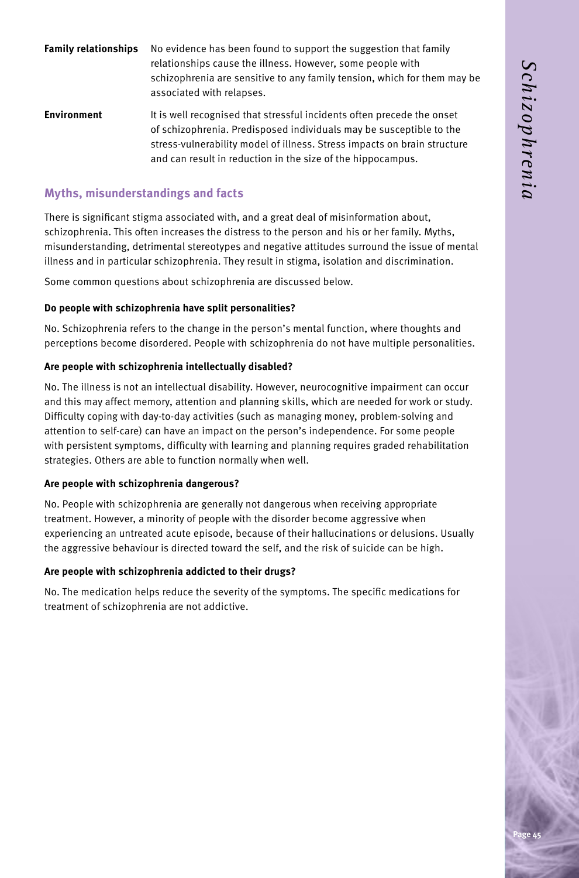**Family relationships** No evidence has been found to support the suggestion that family relationships cause the illness. However, some people with schizophrenia are sensitive to any family tension, which for them may be associated with relapses.

**Environment** It is well recognised that stressful incidents often precede the onset of schizophrenia. Predisposed individuals may be susceptible to the stress-vulnerability model of illness. Stress impacts on brain structure and can result in reduction in the size of the hippocampus.

## Myths, misunderstandings and facts

There is significant stigma associated with, and a great deal of misinformation about, schizophrenia. This often increases the distress to the person and his or her family. Myths, misunderstanding, detrimental stereotypes and negative attitudes surround the issue of mental illness and in particular schizophrenia. They result in stigma, isolation and discrimination.

Some common questions about schizophrenia are discussed below.

**Do people with schizophrenia have split personalities?**

No. Schizophrenia refers to the change in the person's mental function, where thoughts and perceptions become disordered. People with schizophrenia do not have multiple personalities.

**Are people with schizophrenia intellectually disabled?**

No. The illness is not an intellectual disability. However, neurocognitive impairment can occur and this may affect memory, attention and planning skills, which are needed for work or study. Difficulty coping with day-to-day activities (such as managing money, problem-solving and attention to self-care) can have an impact on the person's independence. For some people with persistent symptoms, difficulty with learning and planning requires graded rehabilitation strategies. Others are able to function normally when well.

**Are people with schizophrenia dangerous?**

No. People with schizophrenia are generally not dangerous when receiving appropriate treatment. However, a minority of people with the disorder become aggressive when experiencing an untreated acute episode, because of their hallucinations or delusions. Usually the aggressive behaviour is directed toward the self, and the risk of suicide can be high.

**Are people with schizophrenia addicted to their drugs?**

No. The medication helps reduce the severity of the symptoms. The specific medications for treatment of schizophrenia are not addictive.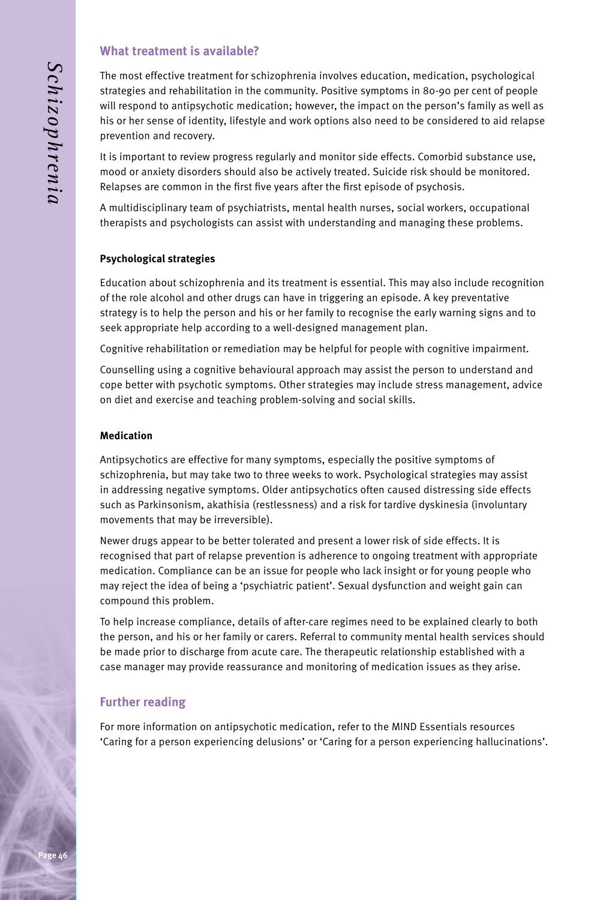## What treatment is available?

The most effective treatment for schizophrenia involves education, medication, psychological strategies and rehabilitation in the community. Positive symptoms in 80-90 per cent of people will respond to antipsychotic medication; however, the impact on the person's family as well as his or her sense of identity, lifestyle and work options also need to be considered to aid relapse prevention and recovery.

It is important to review progress regularly and monitor side effects. Comorbid substance use, mood or anxiety disorders should also be actively treated. Suicide risk should be monitored. Relapses are common in the first five years after the first episode of psychosis.

A multidisciplinary team of psychiatrists, mental health nurses, social workers, occupational therapists and psychologists can assist with understanding and managing these problems.

### Psychological strategies

Education about schizophrenia and its treatment is essential. This may also include recognition of the role alcohol and other drugs can have in triggering an episode. A key preventative strategy is to help the person and his or her family to recognise the early warning signs and to seek appropriate help according to a well-designed management plan.

Cognitive rehabilitation or remediation may be helpful for people with cognitive impairment.

Counselling using a cognitive behavioural approach may assist the person to understand and cope better with psychotic symptoms. Other strategies may include stress management, advice on diet and exercise and teaching problem-solving and social skills.

### Medication

Antipsychotics are effective for many symptoms, especially the positive symptoms of schizophrenia, but may take two to three weeks to work. Psychological strategies may assist in addressing negative symptoms. Older antipsychotics often caused distressing side effects such as Parkinsonism, akathisia (restlessness) and a risk for tardive dyskinesia (involuntary movements that may be irreversible).

Newer drugs appear to be better tolerated and present a lower risk of side effects. It is recognised that part of relapse prevention is adherence to ongoing treatment with appropriate medication. Compliance can be an issue for people who lack insight or for young people who may reject the idea of being a 'psychiatric patient'. Sexual dysfunction and weight gain can compound this problem.

To help increase compliance, details of after-care regimes need to be explained clearly to both the person, and his or her family or carers. Referral to community mental health services should be made prior to discharge from acute care. The therapeutic relationship established with a case manager may provide reassurance and monitoring of medication issues as they arise.

## Further reading

For more information on antipsychotic medication, refer to the MIND Essentials resources 'Caring for a person experiencing delusions' or 'Caring for a person experiencing hallucinations'.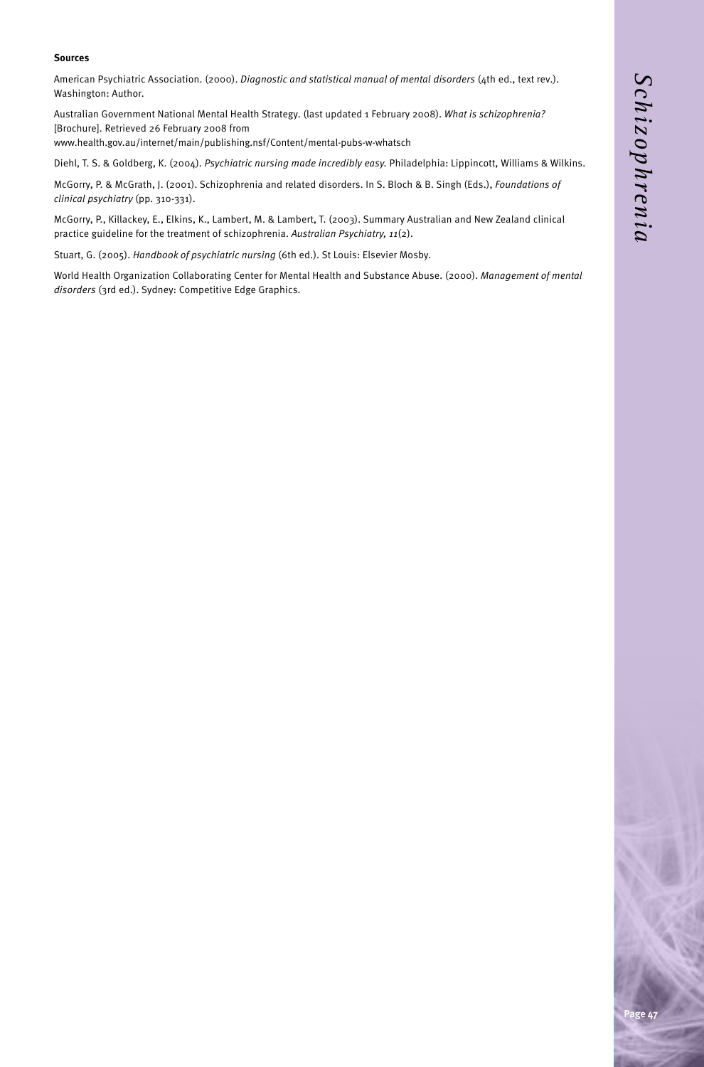**Sources**

American Psychiatric Association. (2000). *Diagnostic and statistical manual of mental disorders* (4th ed., text rev.). Washington: Author.

Australian Government National Mental Health Strategy. (last updated 1 February 2008). *What is schizophrenia?* [Brochure]. Retrieved 26 February 2008 from www.health.gov.au/internet/main/publishing.nsf/Content/mental-pubs-w-whatsch

Diehl, T. S. & Goldberg, K. (2004). *Psychiatric nursing made incredibly easy.* Philadelphia: Lippincott, Williams & Wilkins.

McGorry, P. & McGrath, J. (2001). Schizophrenia and related disorders. In S. Bloch & B. Singh (Eds.), *Foundations of clinical psychiatry* (pp. 310-331).

McGorry, P., Killackey, E., Elkins, K., Lambert, M. & Lambert, T. (2003). Summary Australian and New Zealand clinical practice guideline for the treatment of schizophrenia. *Australian Psychiatry, 11*(2).

Stuart, G. (2005). *Handbook of psychiatric nursing* (6th ed.). St Louis: Elsevier Mosby.

World Health Organization Collaborating Center for Mental Health and Substance Abuse. (2000). *Management of mental disorders* (3rd ed.). Sydney: Competitive Edge Graphics.